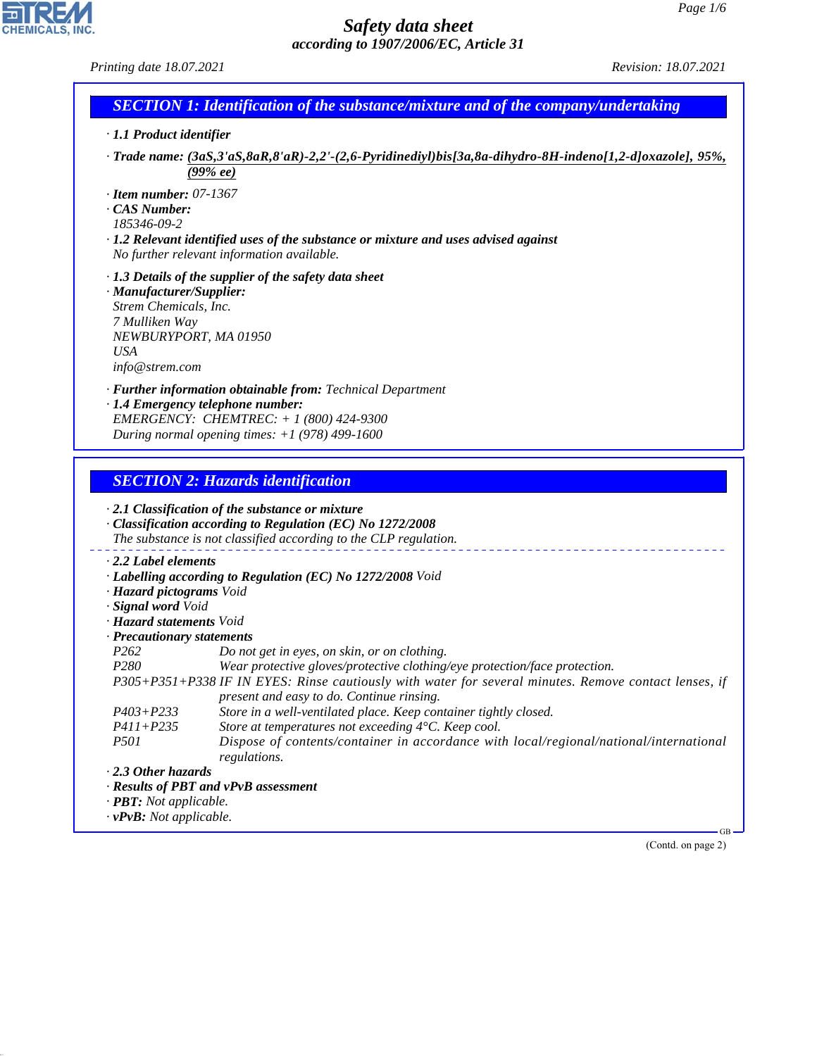# Safety data sheet

*according to 1907/2006/EC, Article 31*

*Printing date 18.07.2021* *Revision: 18.07.2021*

## SECTION 1: Identification of the substance/mixture and of the company/undertaking

· **1.1 Product identifier**

· **Trade name:** **(3aS,3'aS,8aR,8'aR)-2,2'-(2,6-Pyridinediyl)bis[3a,8a-dihydro-8H-indeno[1,2-d]oxazole], 95%, (99% ee)**

· **Item number:** 07-1367
· **CAS Number:**
185346-09-2
· **1.2 Relevant identified uses of the substance or mixture and uses advised against**
No further relevant information available.

· **1.3 Details of the supplier of the safety data sheet**
· **Manufacturer/Supplier:**
Strem Chemicals, Inc.
7 Mulliken Way
NEWBURYPORT, MA 01950
USA
info@strem.com

· **Further information obtainable from:** Technical Department
· **1.4 Emergency telephone number:**
EMERGENCY: CHEMTREC: + 1 (800) 424-9300
During normal opening times: +1 (978) 499-1600

## SECTION 2: Hazards identification

· **2.1 Classification of the substance or mixture**
· **Classification according to Regulation (EC) No 1272/2008**
The substance is not classified according to the CLP regulation.

· **2.2 Label elements**
· **Labelling according to Regulation (EC) No 1272/2008** Void
· **Hazard pictograms** Void
· **Signal word** Void
· **Hazard statements** Void
· **Precautionary statements**

| | |
|---|---|
| P262 | Do not get in eyes, on skin, or on clothing. |
| P280 | Wear protective gloves/protective clothing/eye protection/face protection. |
| P305+P351+P338 | IF IN EYES: Rinse cautiously with water for several minutes. Remove contact lenses, if present and easy to do. Continue rinsing. |
| P403+P233 | Store in a well-ventilated place. Keep container tightly closed. |
| P411+P235 | Store at temperatures not exceeding 4°C. Keep cool. |
| P501 | Dispose of contents/container in accordance with local/regional/national/international regulations. |

· **2.3 Other hazards**
· **Results of PBT and vPvB assessment**
· **PBT:** Not applicable.
· **vPvB:** Not applicable.

(Contd. on page 2)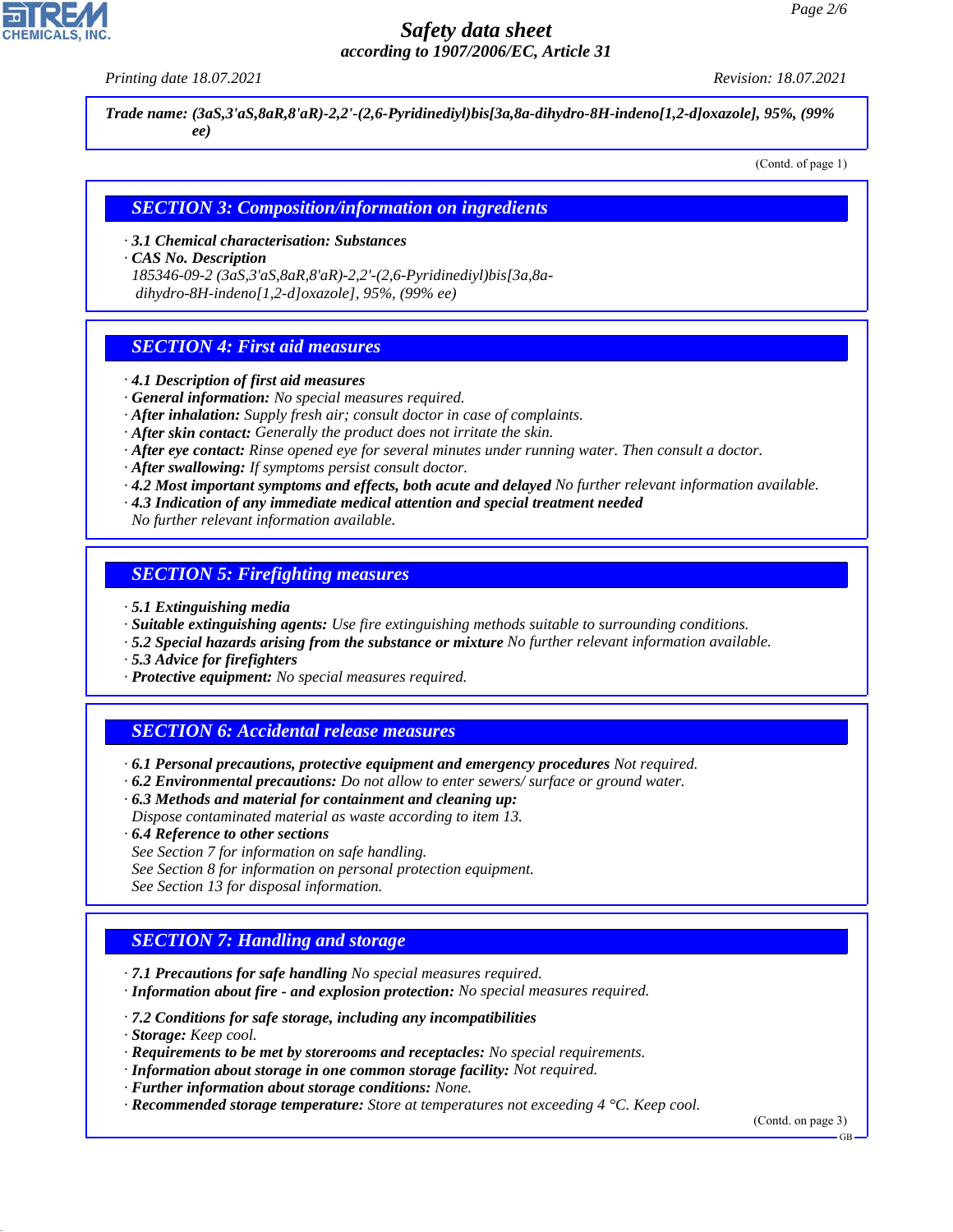Trade name: (3aS,3'aS,8aR,8'aR)-2,2'-(2,6-Pyridinediyl)bis[3a,8a-dihydro-8H-indeno[1,2-d]oxazole], 95%, (99% ee)

(Contd. of page 1)

## SECTION 3: Composition/information on ingredients

· **3.1 Chemical characterisation: Substances**
· **CAS No. Description**
185346-09-2 (3aS,3'aS,8aR,8'aR)-2,2'-(2,6-Pyridinediyl)bis[3a,8a-dihydro-8H-indeno[1,2-d]oxazole], 95%, (99% ee)

## SECTION 4: First aid measures

· **4.1 Description of first aid measures**
· **General information:** No special measures required.
· **After inhalation:** Supply fresh air; consult doctor in case of complaints.
· **After skin contact:** Generally the product does not irritate the skin.
· **After eye contact:** Rinse opened eye for several minutes under running water. Then consult a doctor.
· **After swallowing:** If symptoms persist consult doctor.
· **4.2 Most important symptoms and effects, both acute and delayed** No further relevant information available.
· **4.3 Indication of any immediate medical attention and special treatment needed**
No further relevant information available.

## SECTION 5: Firefighting measures

· **5.1 Extinguishing media**
· **Suitable extinguishing agents:** Use fire extinguishing methods suitable to surrounding conditions.
· **5.2 Special hazards arising from the substance or mixture** No further relevant information available.
· **5.3 Advice for firefighters**
· **Protective equipment:** No special measures required.

## SECTION 6: Accidental release measures

· **6.1 Personal precautions, protective equipment and emergency procedures** Not required.
· **6.2 Environmental precautions:** Do not allow to enter sewers/ surface or ground water.
· **6.3 Methods and material for containment and cleaning up:**
Dispose contaminated material as waste according to item 13.
· **6.4 Reference to other sections**
See Section 7 for information on safe handling.
See Section 8 for information on personal protection equipment.
See Section 13 for disposal information.

## SECTION 7: Handling and storage

· **7.1 Precautions for safe handling** No special measures required.
· **Information about fire - and explosion protection:** No special measures required.

· **7.2 Conditions for safe storage, including any incompatibilities**
· **Storage:** Keep cool.
· **Requirements to be met by storerooms and receptacles:** No special requirements.
· **Information about storage in one common storage facility:** Not required.
· **Further information about storage conditions:** None.
· **Recommended storage temperature:** Store at temperatures not exceeding 4 °C. Keep cool.

(Contd. on page 3)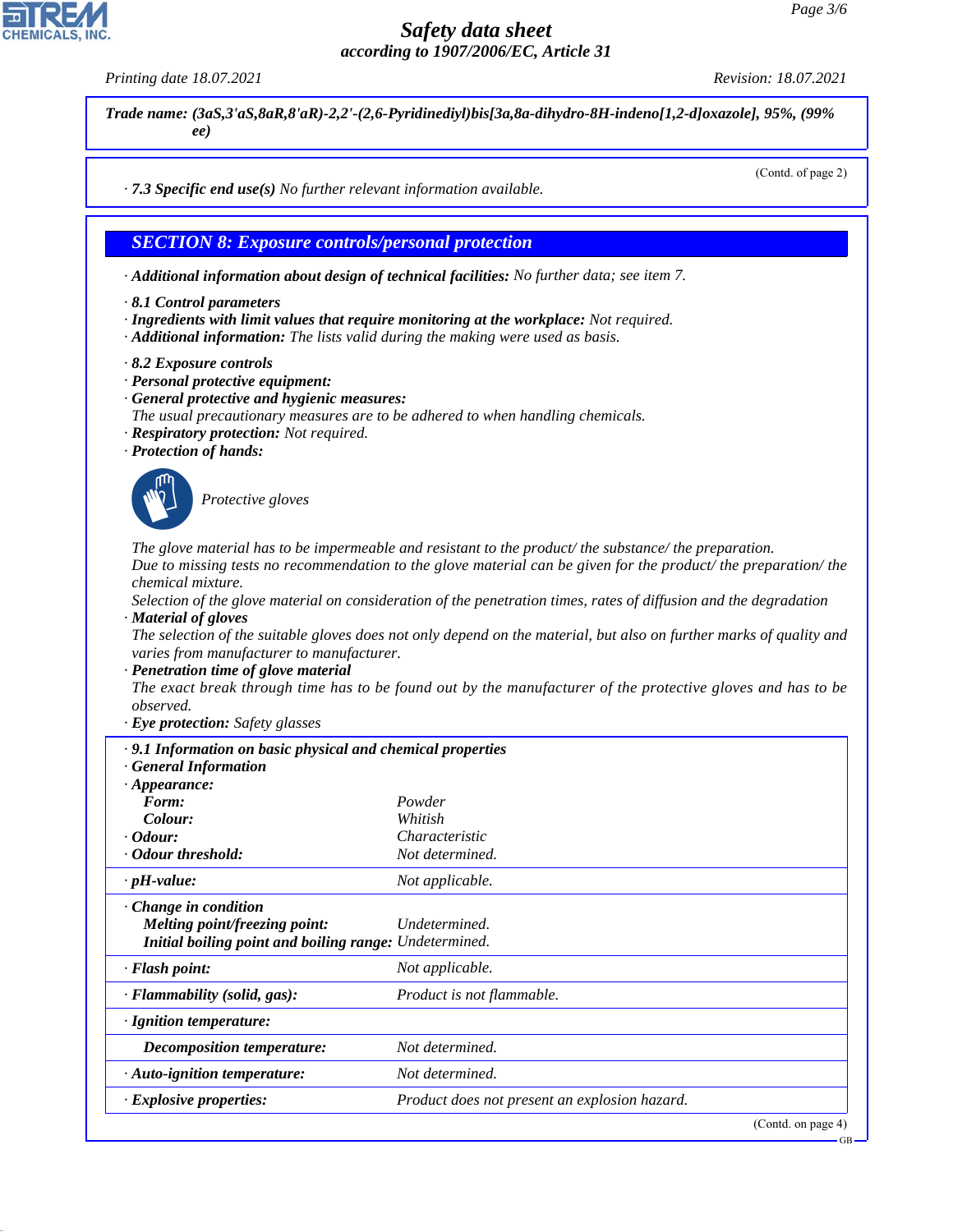**Trade name: (3aS,3'aS,8aR,8'aR)-2,2'-(2,6-Pyridinediyl)bis[3a,8a-dihydro-8H-indeno[1,2-d]oxazole], 95%, (99% ee)**

(Contd. of page 2)

· **7.3 Specific end use(s)** No further relevant information available.

## SECTION 8: Exposure controls/personal protection

· **Additional information about design of technical facilities:** No further data; see item 7.

· **8.1 Control parameters**
· **Ingredients with limit values that require monitoring at the workplace:** Not required.
· **Additional information:** The lists valid during the making were used as basis.

· **8.2 Exposure controls**
· **Personal protective equipment:**
· **General protective and hygienic measures:**
The usual precautionary measures are to be adhered to when handling chemicals.
· **Respiratory protection:** Not required.
· **Protection of hands:**

Protective gloves

The glove material has to be impermeable and resistant to the product/ the substance/ the preparation.
Due to missing tests no recommendation to the glove material can be given for the product/ the preparation/ the chemical mixture.
Selection of the glove material on consideration of the penetration times, rates of diffusion and the degradation
· **Material of gloves**
The selection of the suitable gloves does not only depend on the material, but also on further marks of quality and varies from manufacturer to manufacturer.
· **Penetration time of glove material**
The exact break through time has to be found out by the manufacturer of the protective gloves and has to be observed.
· **Eye protection:** Safety glasses

· **9.1 Information on basic physical and chemical properties**
· **General Information**

| | |
|---|---|
| · **Appearance:** | |
| **Form:** | Powder |
| **Colour:** | Whitish |
| · **Odour:** | Characteristic |
| · **Odour threshold:** | Not determined. |
| · **pH-value:** | Not applicable. |
| · **Change in condition** | |
| **Melting point/freezing point:** | Undetermined. |
| **Initial boiling point and boiling range:** | Undetermined. |
| · **Flash point:** | Not applicable. |
| · **Flammability (solid, gas):** | Product is not flammable. |
| · **Ignition temperature:** | |
| **Decomposition temperature:** | Not determined. |
| · **Auto-ignition temperature:** | Not determined. |
| · **Explosive properties:** | Product does not present an explosion hazard. |

(Contd. on page 4)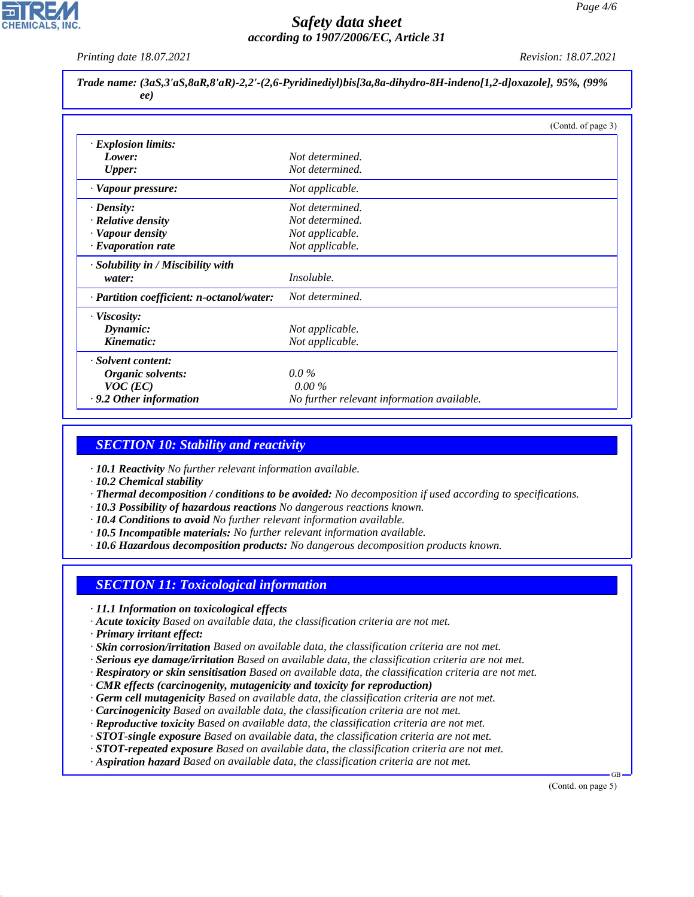**Trade name: (3aS,3'aS,8aR,8'aR)-2,2'-(2,6-Pyridinediyl)bis[3a,8a-dihydro-8H-indeno[1,2-d]oxazole], 95%, (99% ee)**

(Contd. of page 3)

| | |
|---|---|
| · **Explosion limits:** | |
| **Lower:** | Not determined. |
| **Upper:** | Not determined. |
| · **Vapour pressure:** | Not applicable. |
| · **Density:** | Not determined. |
| · **Relative density** | Not determined. |
| · **Vapour density** | Not applicable. |
| · **Evaporation rate** | Not applicable. |
| · **Solubility in / Miscibility with water:** | Insoluble. |
| · **Partition coefficient: n-octanol/water:** | Not determined. |
| · **Viscosity:** | |
| **Dynamic:** | Not applicable. |
| **Kinematic:** | Not applicable. |
| · **Solvent content:** | |
| **Organic solvents:** | 0.0 % |
| **VOC (EC)** | 0.00 % |
| · **9.2 Other information** | No further relevant information available. |

## SECTION 10: Stability and reactivity

- · **10.1 Reactivity** No further relevant information available.
- · **10.2 Chemical stability**
- · **Thermal decomposition / conditions to be avoided:** No decomposition if used according to specifications.
- · **10.3 Possibility of hazardous reactions** No dangerous reactions known.
- · **10.4 Conditions to avoid** No further relevant information available.
- · **10.5 Incompatible materials:** No further relevant information available.
- · **10.6 Hazardous decomposition products:** No dangerous decomposition products known.

## SECTION 11: Toxicological information

- · **11.1 Information on toxicological effects**
- · **Acute toxicity** Based on available data, the classification criteria are not met.
- · **Primary irritant effect:**
- · **Skin corrosion/irritation** Based on available data, the classification criteria are not met.
- · **Serious eye damage/irritation** Based on available data, the classification criteria are not met.
- · **Respiratory or skin sensitisation** Based on available data, the classification criteria are not met.
- · **CMR effects (carcinogenity, mutagenicity and toxicity for reproduction)**
- · **Germ cell mutagenicity** Based on available data, the classification criteria are not met.
- · **Carcinogenicity** Based on available data, the classification criteria are not met.
- · **Reproductive toxicity** Based on available data, the classification criteria are not met.
- · **STOT-single exposure** Based on available data, the classification criteria are not met.
- · **STOT-repeated exposure** Based on available data, the classification criteria are not met.
- · **Aspiration hazard** Based on available data, the classification criteria are not met.

(Contd. on page 5)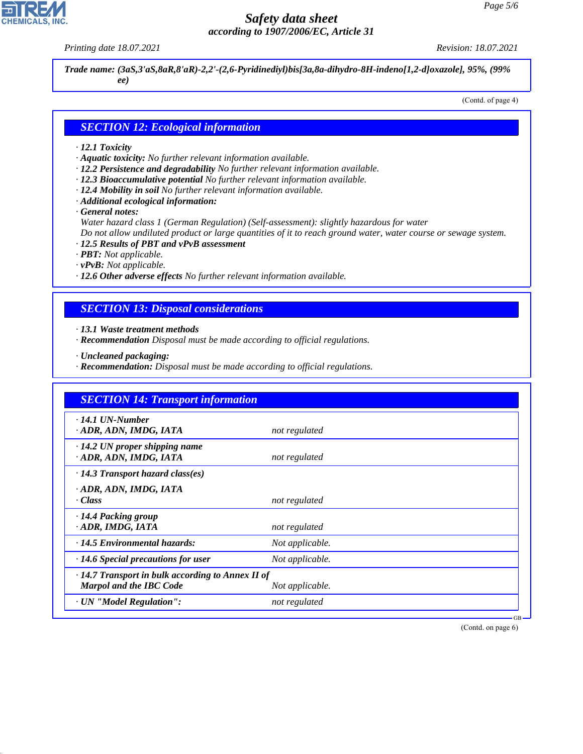# Safety data sheet
*according to 1907/2006/EC, Article 31*

*Printing date 18.07.2021* *Revision: 18.07.2021*

***Trade name: (3aS,3'aS,8aR,8'aR)-2,2'-(2,6-Pyridinediyl)bis[3a,8a-dihydro-8H-indeno[1,2-d]oxazole], 95%, (99% ee)***

(Contd. of page 4)

## SECTION 12: Ecological information

- ***12.1 Toxicity***
- ***Aquatic toxicity:*** *No further relevant information available.*
- ***12.2 Persistence and degradability*** *No further relevant information available.*
- ***12.3 Bioaccumulative potential*** *No further relevant information available.*
- ***12.4 Mobility in soil*** *No further relevant information available.*
- ***Additional ecological information:***
- ***General notes:***
  *Water hazard class 1 (German Regulation) (Self-assessment): slightly hazardous for water*
  *Do not allow undiluted product or large quantities of it to reach ground water, water course or sewage system.*
- ***12.5 Results of PBT and vPvB assessment***
- ***PBT:*** *Not applicable.*
- ***vPvB:*** *Not applicable.*
- ***12.6 Other adverse effects*** *No further relevant information available.*

## SECTION 13: Disposal considerations

- ***13.1 Waste treatment methods***
- ***Recommendation*** *Disposal must be made according to official regulations.*

- ***Uncleaned packaging:***
- ***Recommendation:*** *Disposal must be made according to official regulations.*

## SECTION 14: Transport information

| | |
|---|---|
| ***14.1 UN-Number*** | |
| ***ADR, ADN, IMDG, IATA*** | *not regulated* |
| ***14.2 UN proper shipping name*** | |
| ***ADR, ADN, IMDG, IATA*** | *not regulated* |
| ***14.3 Transport hazard class(es)*** | |
| ***ADR, ADN, IMDG, IATA*** | |
| ***Class*** | *not regulated* |
| ***14.4 Packing group*** | |
| ***ADR, IMDG, IATA*** | *not regulated* |
| ***14.5 Environmental hazards:*** | *Not applicable.* |
| ***14.6 Special precautions for user*** | *Not applicable.* |
| ***14.7 Transport in bulk according to Annex II of Marpol and the IBC Code*** | *Not applicable.* |
| ***UN "Model Regulation":*** | *not regulated* |

(Contd. on page 6)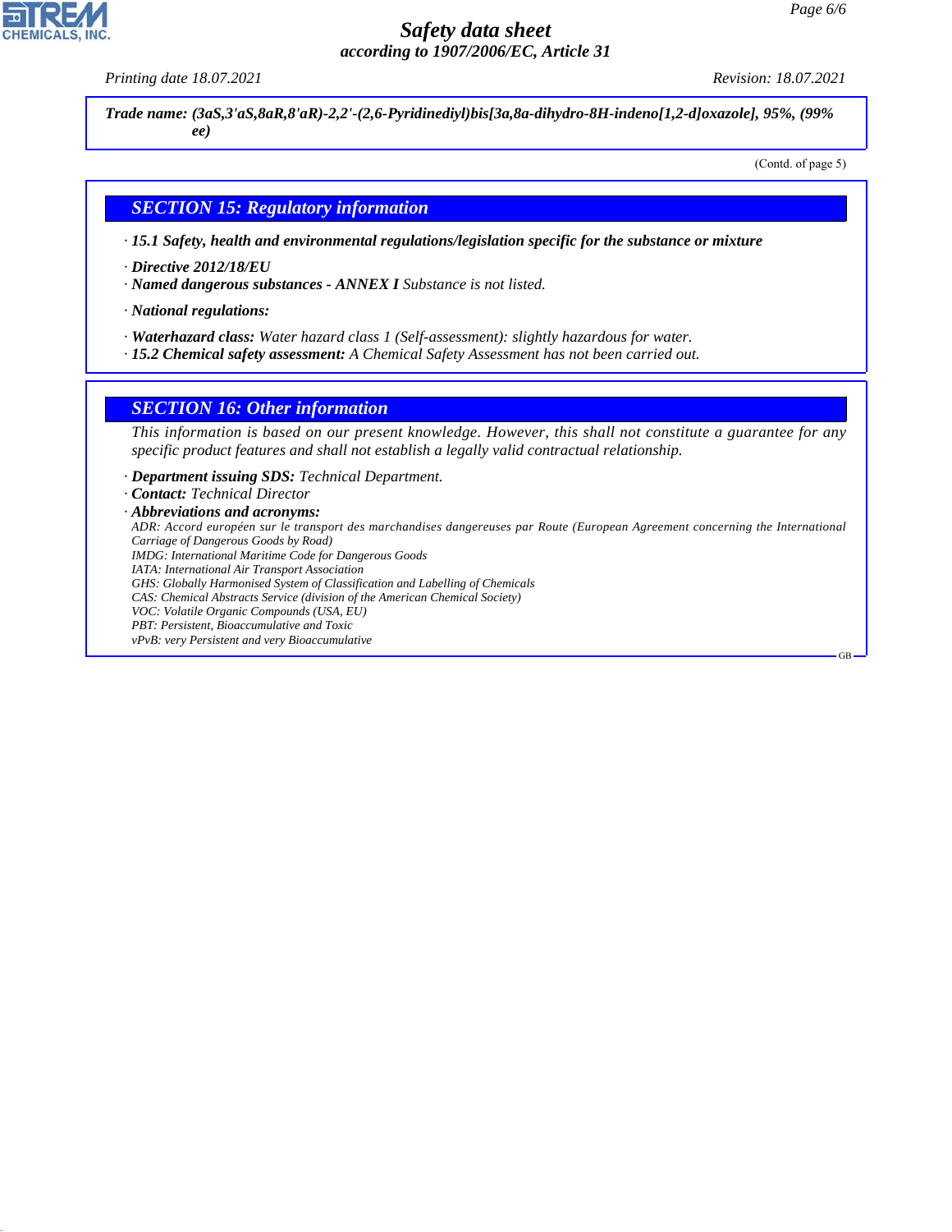Trade name: (3aS,3'aS,8aR,8'aR)-2,2'-(2,6-Pyridinediyl)bis[3a,8a-dihydro-8H-indeno[1,2-d]oxazole], 95%, (99% ee)

(Contd. of page 5)

## SECTION 15: Regulatory information

· **15.1 Safety, health and environmental regulations/legislation specific for the substance or mixture**

· **Directive 2012/18/EU**
· **Named dangerous substances - ANNEX I** Substance is not listed.

· **National regulations:**

· **Waterhazard class:** Water hazard class 1 (Self-assessment): slightly hazardous for water.
· **15.2 Chemical safety assessment:** A Chemical Safety Assessment has not been carried out.

## SECTION 16: Other information

This information is based on our present knowledge. However, this shall not constitute a guarantee for any specific product features and shall not establish a legally valid contractual relationship.

· **Department issuing SDS:** Technical Department.
· **Contact:** Technical Director
· **Abbreviations and acronyms:**
ADR: Accord européen sur le transport des marchandises dangereuses par Route (European Agreement concerning the International Carriage of Dangerous Goods by Road)
IMDG: International Maritime Code for Dangerous Goods
IATA: International Air Transport Association
GHS: Globally Harmonised System of Classification and Labelling of Chemicals
CAS: Chemical Abstracts Service (division of the American Chemical Society)
VOC: Volatile Organic Compounds (USA, EU)
PBT: Persistent, Bioaccumulative and Toxic
vPvB: very Persistent and very Bioaccumulative

GB